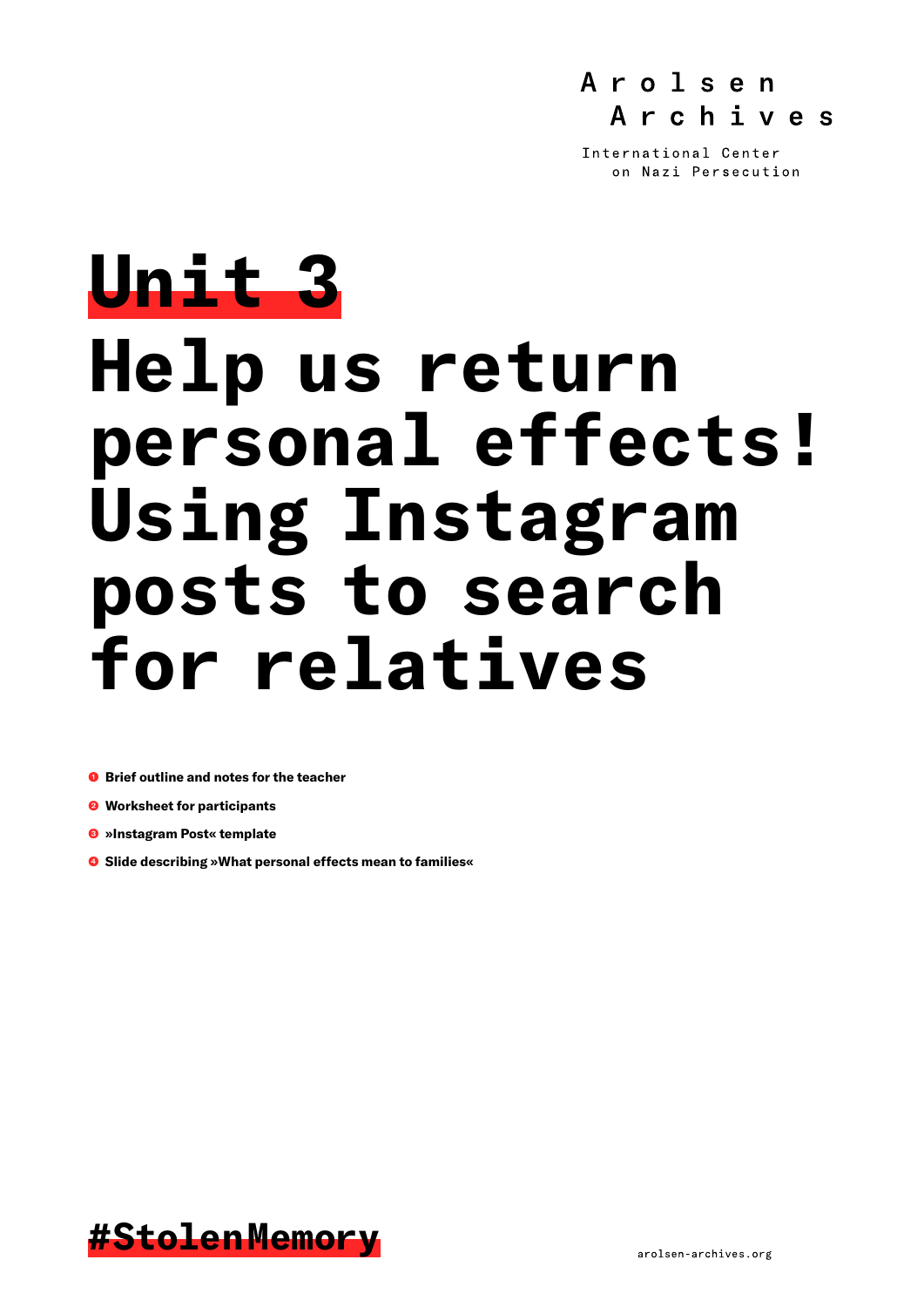Arolsen Archives

International Center on Nazi Persecution

# Unit 3

# Help us return personal effects! Using Instagram posts to search for relatives

1. **Brief outline and notes for the teacher**
2. **Worksheet for participants**
3. **»Instagram Post« template**
4. **Slide describing »What personal effects mean to families«**

#StolenMemory

arolsen-archives.org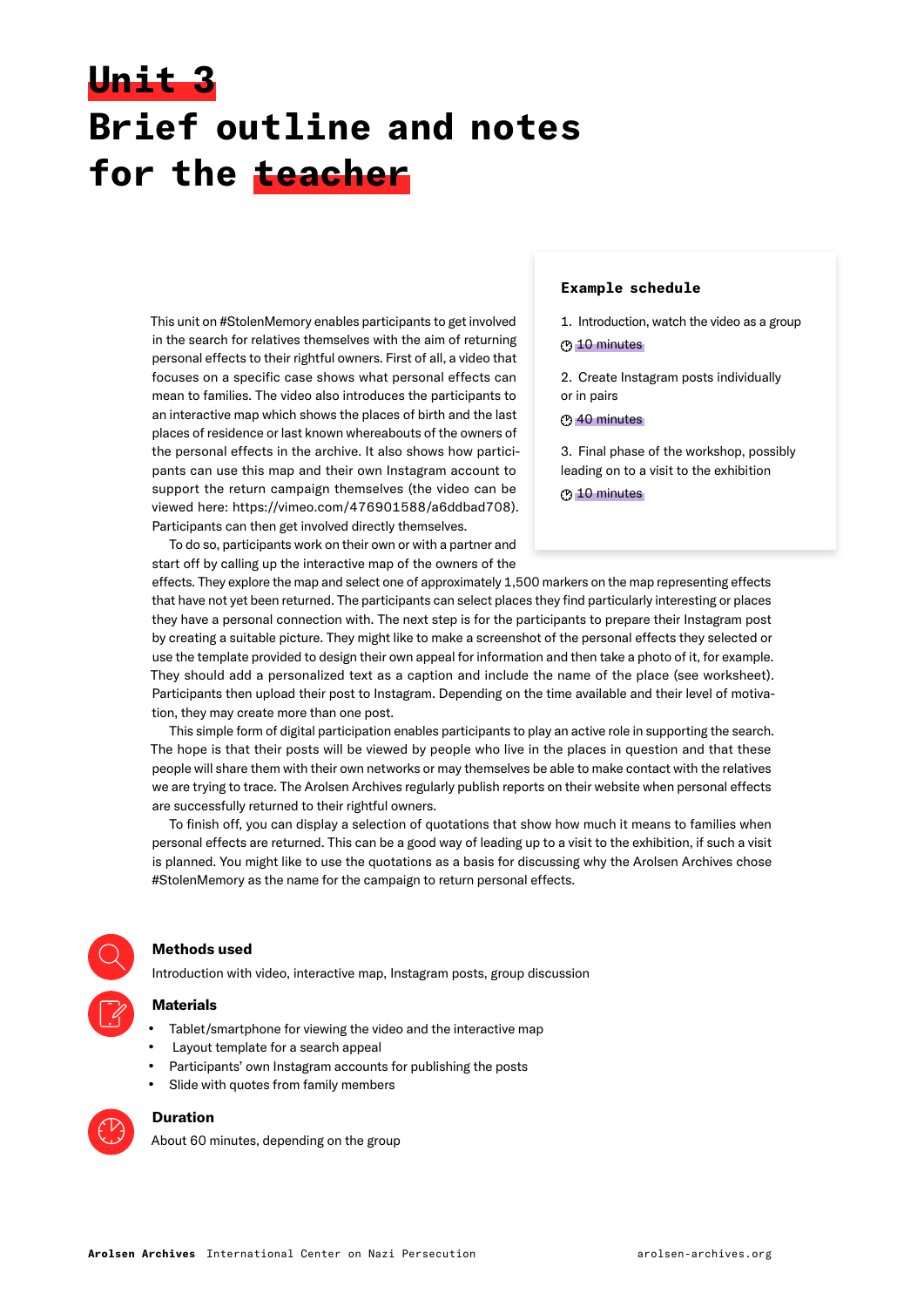# Unit 3
# Brief outline and notes for the teacher

This unit on #StolenMemory enables participants to get involved in the search for relatives themselves with the aim of returning personal effects to their rightful owners. First of all, a video that focuses on a specific case shows what personal effects can mean to families. The video also introduces the participants to an interactive map which shows the places of birth and the last places of residence or last known whereabouts of the owners of the personal effects in the archive. It also shows how participants can use this map and their own Instagram account to support the return campaign themselves (the video can be viewed here: https://vimeo.com/476901588/a6ddbad708). Participants can then get involved directly themselves.

To do so, participants work on their own or with a partner and start off by calling up the interactive map of the owners of the effects. They explore the map and select one of approximately 1,500 markers on the map representing effects that have not yet been returned. The participants can select places they find particularly interesting or places they have a personal connection with. The next step is for the participants to prepare their Instagram post by creating a suitable picture. They might like to make a screenshot of the personal effects they selected or use the template provided to design their own appeal for information and then take a photo of it, for example. They should add a personalized text as a caption and include the name of the place (see worksheet). Participants then upload their post to Instagram. Depending on the time available and their level of motivation, they may create more than one post.

This simple form of digital participation enables participants to play an active role in supporting the search. The hope is that their posts will be viewed by people who live in the places in question and that these people will share them with their own networks or may themselves be able to make contact with the relatives we are trying to trace. The Arolsen Archives regularly publish reports on their website when personal effects are successfully returned to their rightful owners.

To finish off, you can display a selection of quotations that show how much it means to families when personal effects are returned. This can be a good way of leading up to a visit to the exhibition, if such a visit is planned. You might like to use the quotations as a basis for discussing why the Arolsen Archives chose #StolenMemory as the name for the campaign to return personal effects.

**Example schedule**

1. Introduction, watch the video as a group
   10 minutes
2. Create Instagram posts individually or in pairs
   40 minutes
3. Final phase of the workshop, possibly leading on to a visit to the exhibition
   10 minutes

### Methods used

Introduction with video, interactive map, Instagram posts, group discussion

### Materials

- Tablet/smartphone for viewing the video and the interactive map
- Layout template for a search appeal
- Participants' own Instagram accounts for publishing the posts
- Slide with quotes from family members

### Duration

About 60 minutes, depending on the group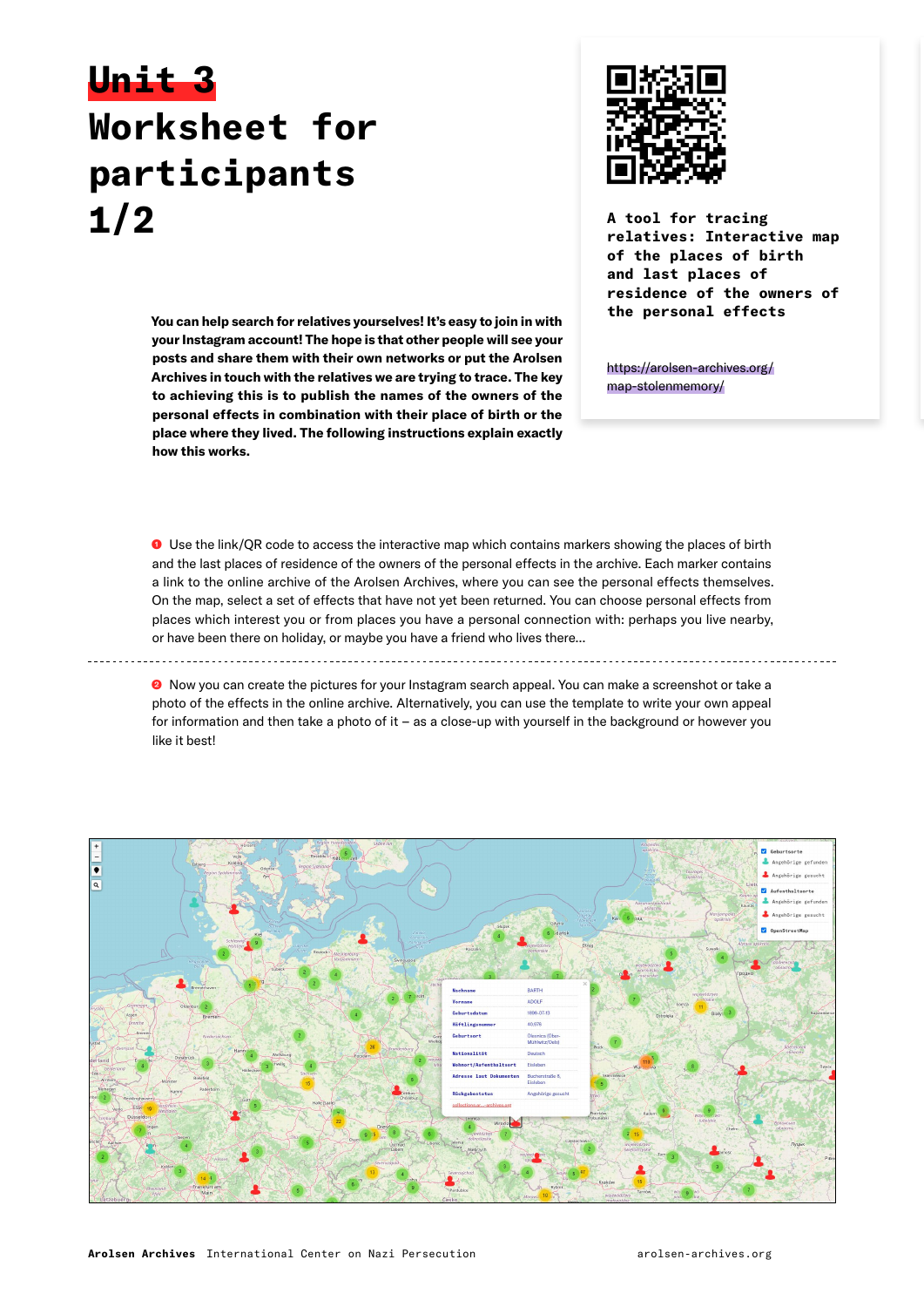# Unit 3 Worksheet for participants 1/2

**A tool for tracing relatives: Interactive map of the places of birth and last places of residence of the owners of the personal effects**

https://arolsen-archives.org/map-stolenmemory/

**You can help search for relatives yourselves! It's easy to join in with your Instagram account! The hope is that other people will see your posts and share them with their own networks or put the Arolsen Archives in touch with the relatives we are trying to trace. The key to achieving this is to publish the names of the owners of the personal effects in combination with their place of birth or the place where they lived. The following instructions explain exactly how this works.**

❶ Use the link/QR code to access the interactive map which contains markers showing the places of birth and the last places of residence of the owners of the personal effects in the archive. Each marker contains a link to the online archive of the Arolsen Archives, where you can see the personal effects themselves. On the map, select a set of effects that have not yet been returned. You can choose personal effects from places which interest you or from places you have a personal connection with: perhaps you live nearby, or have been there on holiday, or maybe you have a friend who lives there...

---

❷ Now you can create the pictures for your Instagram search appeal. You can make a screenshot or take a photo of the effects in the online archive. Alternatively, you can use the template to write your own appeal for information and then take a photo of it – as a close-up with yourself in the background or however you like it best!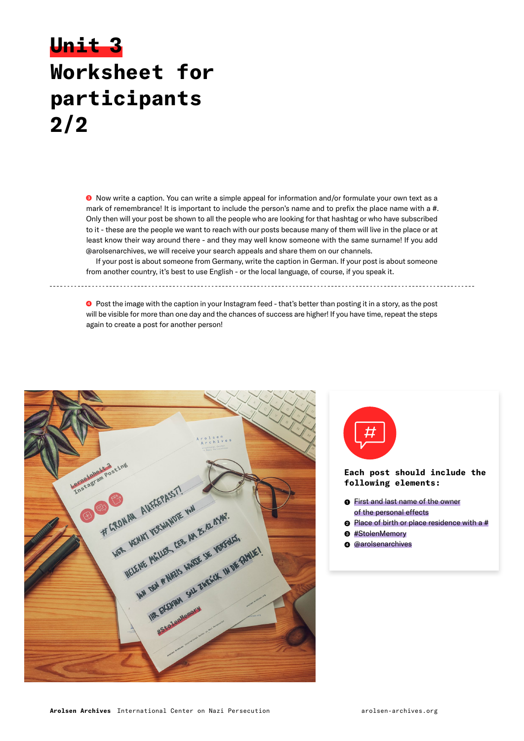# Unit 3
# Worksheet for participants 2/2

❸ Now write a caption. You can write a simple appeal for information and/or formulate your own text as a mark of remembrance! It is important to include the person's name and to prefix the place name with a #. Only then will your post be shown to all the people who are looking for that hashtag or who have subscribed to it - these are the people we want to reach with our posts because many of them will live in the place or at least know their way around there - and they may well know someone with the same surname! If you add @arolsenarchives, we will receive your search appeals and share them on our channels.

If your post is about someone from Germany, write the caption in German. If your post is about someone from another country, it's best to use English - or the local language, of course, if you speak it.

---

❹ Post the image with the caption in your Instagram feed - that's better than posting it in a story, as the post will be visible for more than one day and the chances of success are higher! If you have time, repeat the steps again to create a post for another person!

**Each post should include the following elements:**

1. First and last name of the owner of the personal effects
2. Place of birth or place residence with a #
3. #StolenMemory
4. @arolsenarchives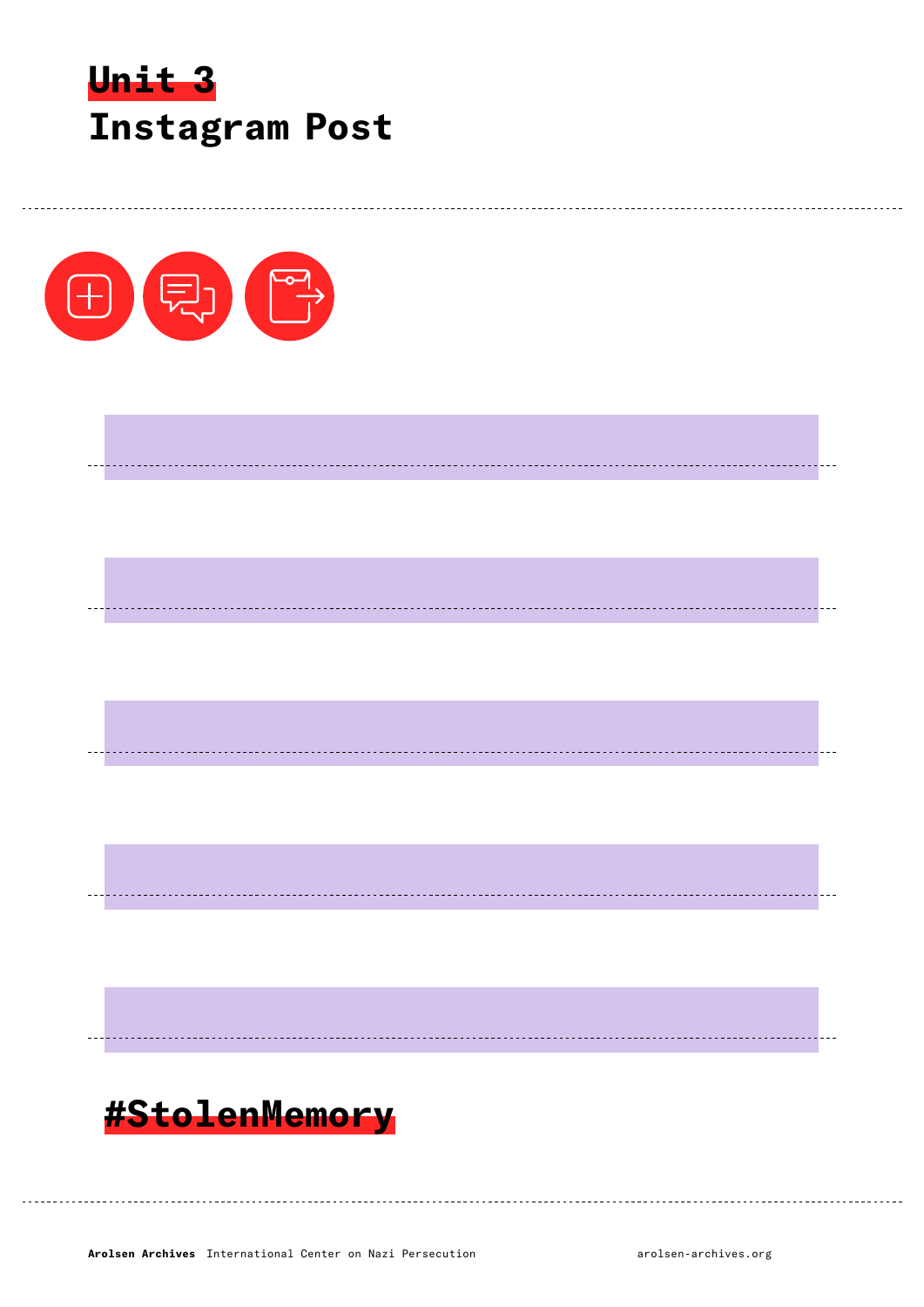# Unit 3
## Instagram Post

#StolenMemory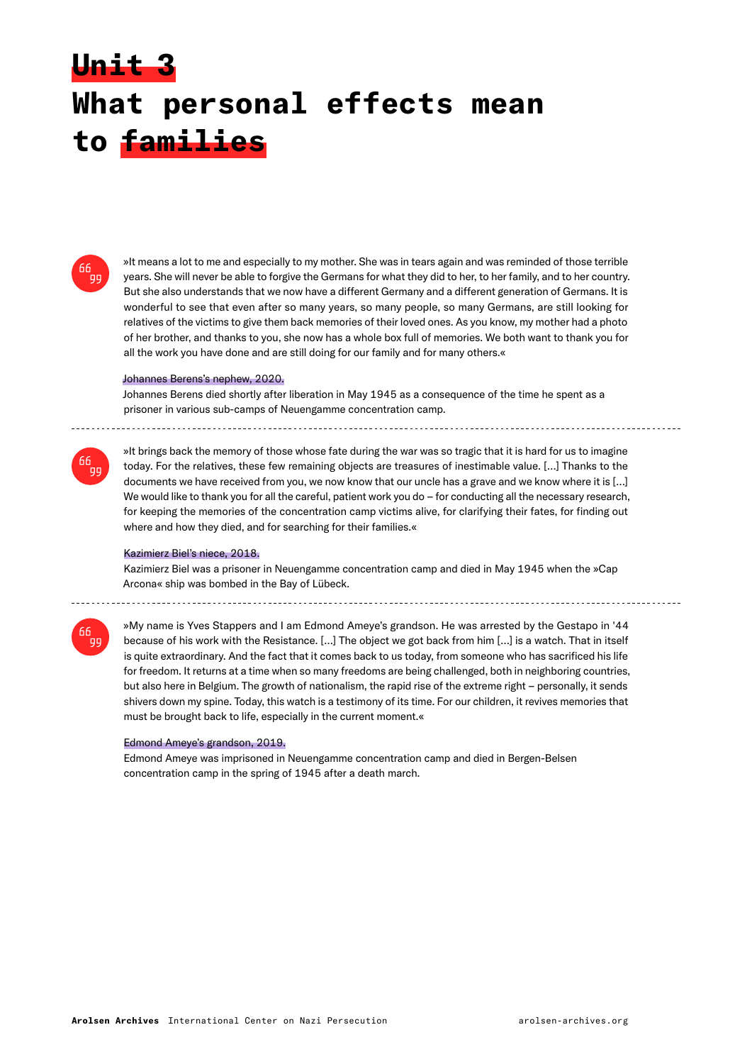# Unit 3
# What personal effects mean to families

»It means a lot to me and especially to my mother. She was in tears again and was reminded of those terrible years. She will never be able to forgive the Germans for what they did to her, to her family, and to her country. But she also understands that we now have a different Germany and a different generation of Germans. It is wonderful to see that even after so many years, so many people, so many Germans, are still looking for relatives of the victims to give them back memories of their loved ones. As you know, my mother had a photo of her brother, and thanks to you, she now has a whole box full of memories. We both want to thank you for all the work you have done and are still doing for our family and for many others.«

Johannes Berens's nephew, 2020.

Johannes Berens died shortly after liberation in May 1945 as a consequence of the time he spent as a prisoner in various sub-camps of Neuengamme concentration camp.

---

»It brings back the memory of those whose fate during the war was so tragic that it is hard for us to imagine today. For the relatives, these few remaining objects are treasures of inestimable value. [...] Thanks to the documents we have received from you, we now know that our uncle has a grave and we know where it is [...] We would like to thank you for all the careful, patient work you do – for conducting all the necessary research, for keeping the memories of the concentration camp victims alive, for clarifying their fates, for finding out where and how they died, and for searching for their families.«

Kazimierz Biel's niece, 2018.

Kazimierz Biel was a prisoner in Neuengamme concentration camp and died in May 1945 when the »Cap Arcona« ship was bombed in the Bay of Lübeck.

---

»My name is Yves Stappers and I am Edmond Ameye's grandson. He was arrested by the Gestapo in '44 because of his work with the Resistance. [...] The object we got back from him [...] is a watch. That in itself is quite extraordinary. And the fact that it comes back to us today, from someone who has sacrificed his life for freedom. It returns at a time when so many freedoms are being challenged, both in neighboring countries, but also here in Belgium. The growth of nationalism, the rapid rise of the extreme right – personally, it sends shivers down my spine. Today, this watch is a testimony of its time. For our children, it revives memories that must be brought back to life, especially in the current moment.«

Edmond Ameye's grandson, 2019.

Edmond Ameye was imprisoned in Neuengamme concentration camp and died in Bergen-Belsen concentration camp in the spring of 1945 after a death march.